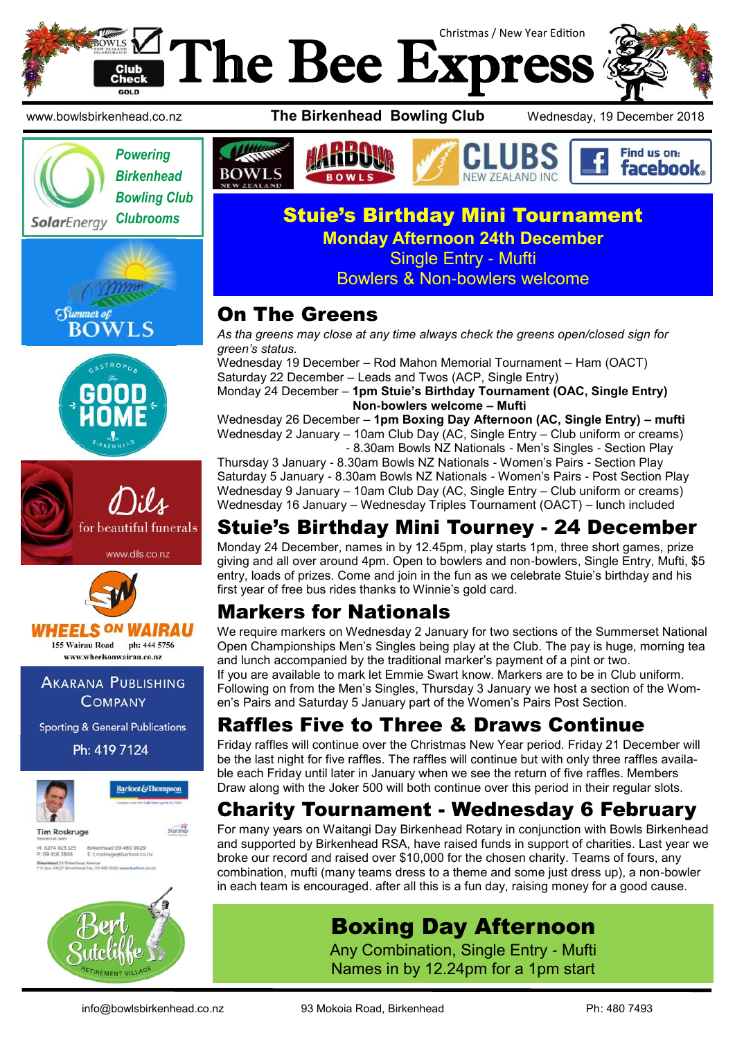# The Bee Express

Christmas / New Year Edition

www.bowlsbirkenhead.co.nz | **The Birkenhead Bowling Club** | Wednesday, 19 December 2018

*Powering Birkenhead Bowling Club Clubrooms* — SolarEnergy

## Stuie's Birthday Mini Tournament

**Monday Afternoon 24th December**

Single Entry - Mufti

Bowlers & Non-bowlers welcome

## On The Greens

*As tha greens may close at any time always check the greens open/closed sign for green's status.*

Wednesday 19 December – Rod Mahon Memorial Tournament – Ham (OACT)
Saturday 22 December – Leads and Twos (ACP, Single Entry)
Monday 24 December – **1pm Stuie's Birthday Tournament (OAC, Single Entry)**
**Non-bowlers welcome – Mufti**
Wednesday 26 December – **1pm Boxing Day Afternoon (AC, Single Entry) – mufti**
Wednesday 2 January – 10am Club Day (AC, Single Entry – Club uniform or creams)
- 8.30am Bowls NZ Nationals - Men's Singles - Section Play
Thursday 3 January - 8.30am Bowls NZ Nationals - Women's Pairs - Section Play
Saturday 5 January - 8.30am Bowls NZ Nationals - Women's Pairs - Post Section Play
Wednesday 9 January – 10am Club Day (AC, Single Entry – Club uniform or creams)
Wednesday 16 January – Wednesday Triples Tournament (OACT) – lunch included

## Stuie's Birthday Mini Tourney - 24 December

Monday 24 December, names in by 12.45pm, play starts 1pm, three short games, prize giving and all over around 4pm. Open to bowlers and non-bowlers, Single Entry, Mufti, $5 entry, loads of prizes. Come and join in the fun as we celebrate Stuie's birthday and his first year of free bus rides thanks to Winnie's gold card.

## Markers for Nationals

We require markers on Wednesday 2 January for two sections of the Summerset National Open Championships Men's Singles being play at the Club. The pay is huge, morning tea and lunch accompanied by the traditional marker's payment of a pint or two.
If you are available to mark let Emmie Swart know. Markers are to be in Club uniform. Following on from the Men's Singles, Thursday 3 January we host a section of the Women's Pairs and Saturday 5 January part of the Women's Pairs Post Section.

## Raffles Five to Three & Draws Continue

Friday raffles will continue over the Christmas New Year period. Friday 21 December will be the last night for five raffles. The raffles will continue but with only three raffles available each Friday until later in January when we see the return of five raffles. Members Draw along with the Joker 500 will both continue over this period in their regular slots.

## Charity Tournament - Wednesday 6 February

For many years on Waitangi Day Birkenhead Rotary in conjunction with Bowls Birkenhead and supported by Birkenhead RSA, have raised funds in support of charities. Last year we broke our record and raised over $10,000 for the chosen charity. Teams of fours, any combination, mufti (many teams dress to a theme and some just dress up), a non-bowler in each team is encouraged. after all this is a fun day, raising money for a good cause.

## Boxing Day Afternoon

Any Combination, Single Entry - Mufti

Names in by 12.24pm for a 1pm start

Dils for beautiful funerals — www.dils.co.nz

WHEELS ON WAIRAU — 155 Wairau Road ph: 444 5756 — www.wheelsonwairau.co.nz

AKARANA PUBLISHING COMPANY — Sporting & General Publications — Ph: 419 7124

Tim Roskruge — Barfoot & Thompson

Bert Sutcliffe Retirement Village

info@bowlsbirkenhead.co.nz | 93 Mokoia Road, Birkenhead | Ph: 480 7493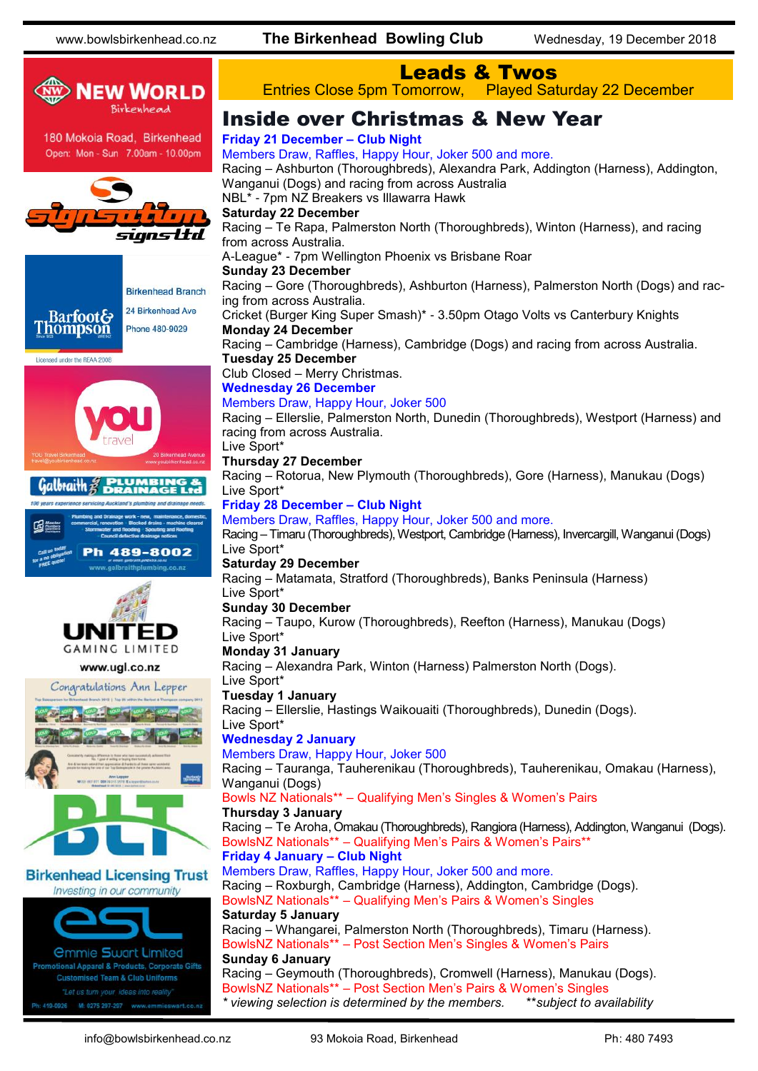## Leads & Twos

Entries Close 5pm Tomorrow, Played Saturday 22 December

# Inside over Christmas & New Year

**Friday 21 December – Club Night**

Members Draw, Raffles, Happy Hour, Joker 500 and more.

Racing – Ashburton (Thoroughbreds), Alexandra Park, Addington (Harness), Addington, Wanganui (Dogs) and racing from across Australia

NBL* - 7pm NZ Breakers vs Illawarra Hawk

**Saturday 22 December**

Racing – Te Rapa, Palmerston North (Thoroughbreds), Winton (Harness), and racing from across Australia.

A-League* - 7pm Wellington Phoenix vs Brisbane Roar

**Sunday 23 December**

Racing – Gore (Thoroughbreds), Ashburton (Harness), Palmerston North (Dogs) and racing from across Australia.

Cricket (Burger King Super Smash)* - 3.50pm Otago Volts vs Canterbury Knights

**Monday 24 December**

Racing – Cambridge (Harness), Cambridge (Dogs) and racing from across Australia.

**Tuesday 25 December**

Club Closed – Merry Christmas.

**Wednesday 26 December**

Members Draw, Happy Hour, Joker 500

Racing – Ellerslie, Palmerston North, Dunedin (Thoroughbreds), Westport (Harness) and racing from across Australia.

Live Sport*

**Thursday 27 December**

Racing – Rotorua, New Plymouth (Thoroughbreds), Gore (Harness), Manukau (Dogs)

Live Sport*

**Friday 28 December – Club Night**

Members Draw, Raffles, Happy Hour, Joker 500 and more.

Racing – Timaru (Thoroughbreds), Westport, Cambridge (Harness), Invercargill, Wanganui (Dogs)

Live Sport*

**Saturday 29 December**

Racing – Matamata, Stratford (Thoroughbreds), Banks Peninsula (Harness)

Live Sport*

**Sunday 30 December**

Racing – Taupo, Kurow (Thoroughbreds), Reefton (Harness), Manukau (Dogs)

Live Sport*

**Monday 31 January**

Racing – Alexandra Park, Winton (Harness) Palmerston North (Dogs).

Live Sport*

**Tuesday 1 January**

Racing – Ellerslie, Hastings Waikouaiti (Thoroughbreds), Dunedin (Dogs).

Live Sport*

**Wednesday 2 January**

Members Draw, Happy Hour, Joker 500

Racing – Tauranga, Tauherenikau (Thoroughbreds), Tauherenikau, Omakau (Harness), Wanganui (Dogs)

Bowls NZ Nationals** – Qualifying Men's Singles & Women's Pairs

**Thursday 3 January**

Racing – Te Aroha, Omakau (Thoroughbreds), Rangiora (Harness), Addington, Wanganui (Dogs).

BowlsNZ Nationals** – Qualifying Men's Pairs & Women's Pairs**

**Friday 4 January – Club Night**

Members Draw, Raffles, Happy Hour, Joker 500 and more.

Racing – Roxburgh, Cambridge (Harness), Addington, Cambridge (Dogs).

BowlsNZ Nationals** – Qualifying Men's Pairs & Women's Singles

**Saturday 5 January**

Racing – Whangarei, Palmerston North (Thoroughbreds), Timaru (Harness).

BowlsNZ Nationals** – Post Section Men's Singles & Women's Pairs

**Sunday 6 January**

Racing – Geymouth (Thoroughbreds), Cromwell (Harness), Manukau (Dogs).

BowlsNZ Nationals** – Post Section Men's Pairs & Women's Singles

*\* viewing selection is determined by the members. \*\*subject to availability*

NEW WORLD Birkenhead — 180 Mokoia Road, Birkenhead — Open: Mon - Sun 7.00am - 10.00pm

signsation signs ltd

Barfoot & Thompson — Birkenhead Branch — 24 Birkenhead Ave — Phone 480-9029 — Licensed under the REAA 2008

you travel — YOU Travel Birkenhead — travel@youbirkenhead.co.nz — 20 Birkenead Avenue — www.youbirkenhead.co.nz

Galbraith Plumbing & Drainage Ltd — 100 years experience servicing Auckland's plumbing and drainage needs. — Ph 489-8002 — www.galbraithplumbing.co.nz

UNITED GAMING LIMITED — www.ugl.co.nz

Congratulations Ann Lepper

BLT — Birkenhead Licensing Trust — Investing in our community

esl — Emmie Swart Limited — Promotional Apparel & Products, Corporate Gifts — Customised Team & Club Uniforms — "Let us turn your ideas into reality" — Ph: 419-0026 — M: 0275 297-297 — www.emmieswart.co.nz

info@bowlsbirkenhead.co.nz — 93 Mokoia Road, Birkenhead — Ph: 480 7493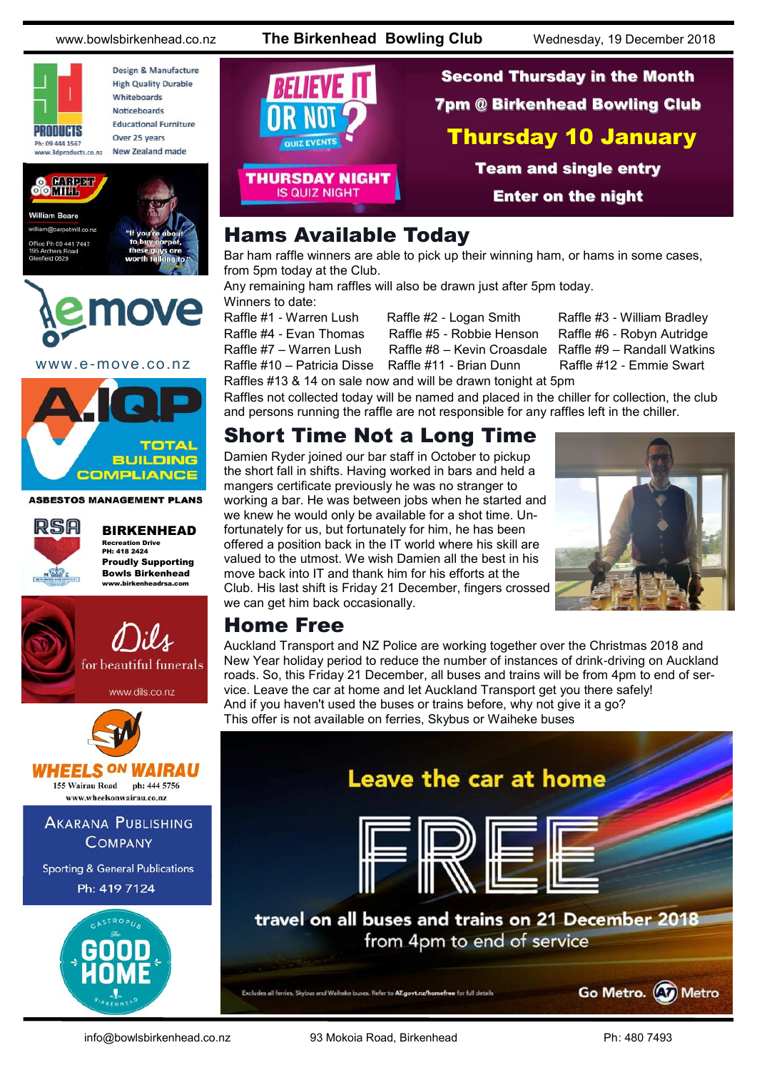Design & Manufacture
High Quality Durable
Whiteboards
Noticeboards
Educational Furniture
Over 25 years
New Zealand made

3D PRODUCTS
Ph: 09 444 1567
www.3dproducts.co.nz

CARPET MILL
William Beare
william@carpetmill.co.nz
Office Ph 09 441 7447
195 Archers Road
Glenfield 0629
"If you're about to buy carpet, these guys are worth talking to"

emove
www.e-move.co.nz

A.IQP
TOTAL BUILDING COMPLIANCE
ASBESTOS MANAGEMENT PLANS

RSA
BIRKENHEAD
Recreation Drive
PH: 418 2424
Proudly Supporting Bowls Birkenhead
www.birkenheadrsa.com

Dils
for beautiful funerals
www.dils.co.nz

WHEELS ON WAIRAU
155 Wairau Road ph: 444 5756
www.wheelsonwairau.co.nz

AKARANA PUBLISHING COMPANY
Sporting & General Publications
Ph: 419 7124

GASTROPUB
The GOOD HOME
BIRKENHEAD

BELIEVE IT OR NOT?
QUIZ EVENTS
THURSDAY NIGHT IS QUIZ NIGHT

**Second Thursday in the Month**
**7pm @ Birkenhead Bowling Club**
**Thursday 10 January**
**Team and single entry**
**Enter on the night**

## Hams Available Today

Bar ham raffle winners are able to pick up their winning ham, or hams in some cases, from 5pm today at the Club.
Any remaining ham raffles will also be drawn just after 5pm today.
Winners to date:

Raffle #1 - Warren Lush
Raffle #2 - Logan Smith
Raffle #3 - William Bradley
Raffle #4 - Evan Thomas
Raffle #5 - Robbie Henson
Raffle #6 - Robyn Autridge
Raffle #7 – Warren Lush
Raffle #8 – Kevin Croasdale
Raffle #9 – Randall Watkins
Raffle #10 – Patricia Disse
Raffle #11 - Brian Dunn
Raffle #12 - Emmie Swart

Raffles #13 & 14 on sale now and will be drawn tonight at 5pm
Raffles not collected today will be named and placed in the chiller for collection, the club and persons running the raffle are not responsible for any raffles left in the chiller.

## Short Time Not a Long Time

Damien Ryder joined our bar staff in October to pickup the short fall in shifts. Having worked in bars and held a mangers certificate previously he was no stranger to working a bar. He was between jobs when he started and we knew he would only be available for a shot time. Unfortunately for us, but fortunately for him, he has been offered a position back in the IT world where his skill are valued to the utmost. We wish Damien all the best in his move back into IT and thank him for his efforts at the Club. His last shift is Friday 21 December, fingers crossed we can get him back occasionally.

## Home Free

Auckland Transport and NZ Police are working together over the Christmas 2018 and New Year holiday period to reduce the number of instances of drink-driving on Auckland roads. So, this Friday 21 December, all buses and trains will be from 4pm to end of service. Leave the car at home and let Auckland Transport get you there safely!
And if you haven't used the buses or trains before, why not give it a go?
This offer is not available on ferries, Skybus or Waiheke buses

**Leave the car at home**

**FREE**

**travel on all buses and trains on 21 December 2018**
from 4pm to end of service

Excludes all ferries, Skybus and Waiheke buses. Refer to AT.govt.nz/homefree for full details

Go Metro. AT Metro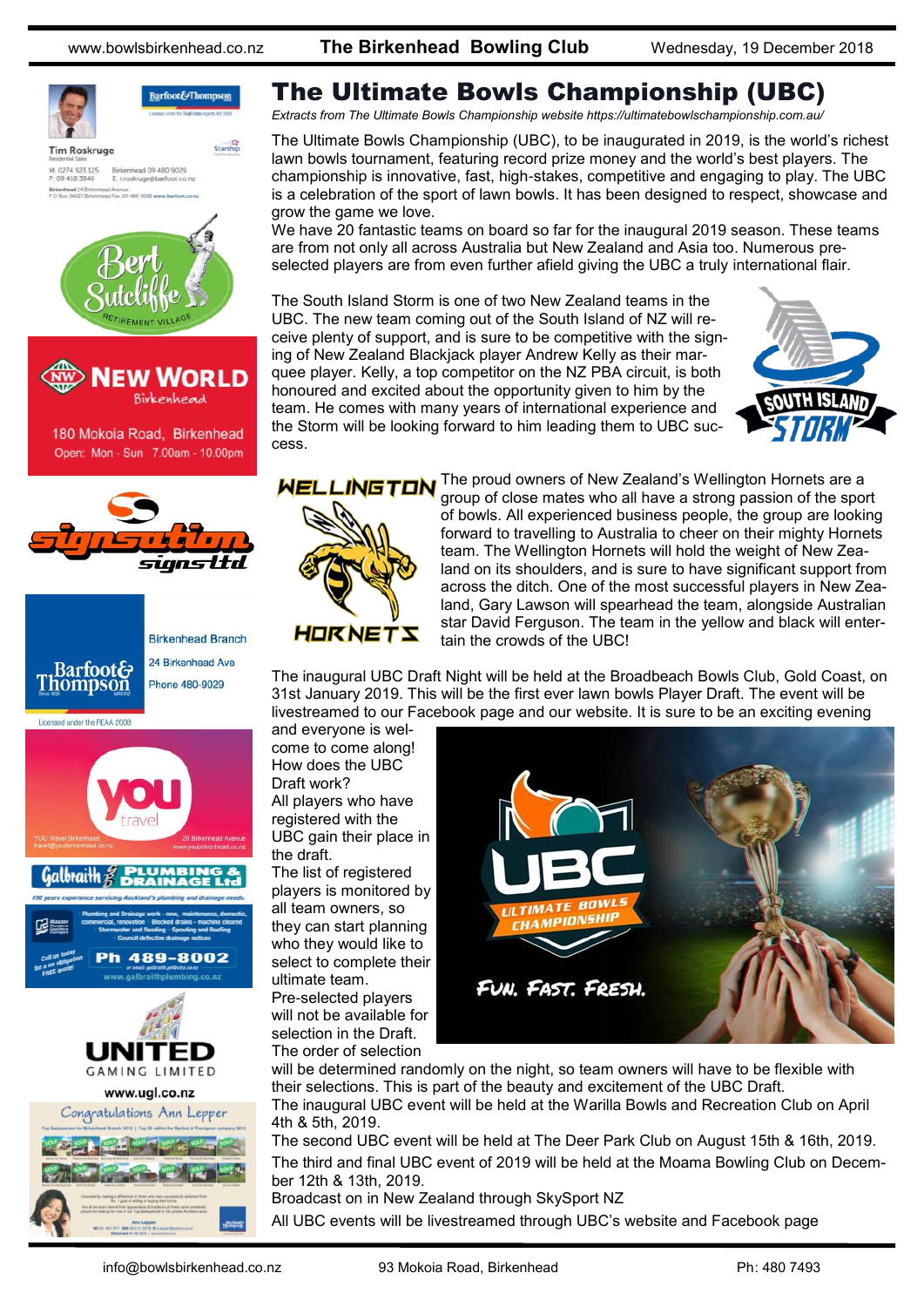# The Ultimate Bowls Championship (UBC)

*Extracts from The Ultimate Bowls Championship website https://ultimatebowlschampionship.com.au/*

The Ultimate Bowls Championship (UBC), to be inaugurated in 2019, is the world's richest lawn bowls tournament, featuring record prize money and the world's best players. The championship is innovative, fast, high-stakes, competitive and engaging to play. The UBC is a celebration of the sport of lawn bowls. It has been designed to respect, showcase and grow the game we love.

We have 20 fantastic teams on board so far for the inaugural 2019 season. These teams are from not only all across Australia but New Zealand and Asia too. Numerous pre-selected players are from even further afield giving the UBC a truly international flair.

The South Island Storm is one of two New Zealand teams in the UBC. The new team coming out of the South Island of NZ will receive plenty of support, and is sure to be competitive with the signing of New Zealand Blackjack player Andrew Kelly as their marquee player. Kelly, a top competitor on the NZ PBA circuit, is both honoured and excited about the opportunity given to him by the team. He comes with many years of international experience and the Storm will be looking forward to him leading them to UBC success.

The proud owners of New Zealand's Wellington Hornets are a group of close mates who all have a strong passion of the sport of bowls. All experienced business people, the group are looking forward to travelling to Australia to cheer on their mighty Hornets team. The Wellington Hornets will hold the weight of New Zealand on its shoulders, and is sure to have significant support from across the ditch. One of the most successful players in New Zealand, Gary Lawson will spearhead the team, alongside Australian star David Ferguson. The team in the yellow and black will entertain the crowds of the UBC!

The inaugural UBC Draft Night will be held at the Broadbeach Bowls Club, Gold Coast, on 31st January 2019. This will be the first ever lawn bowls Player Draft. The event will be livestreamed to our Facebook page and our website. It is sure to be an exciting evening and everyone is welcome to come along!

How does the UBC Draft work?

All players who have registered with the UBC gain their place in the draft.

The list of registered players is monitored by all team owners, so they can start planning who they would like to select to complete their ultimate team.

Pre-selected players will not be available for selection in the Draft.

The order of selection will be determined randomly on the night, so team owners will have to be flexible with their selections. This is part of the beauty and excitement of the UBC Draft.

The inaugural UBC event will be held at the Warilla Bowls and Recreation Club on April 4th & 5th, 2019.

The second UBC event will be held at The Deer Park Club on August 15th & 16th, 2019.

The third and final UBC event of 2019 will be held at the Moama Bowling Club on December 12th & 13th, 2019.

Broadcast on in New Zealand through SkySport NZ

All UBC events will be livestreamed through UBC's website and Facebook page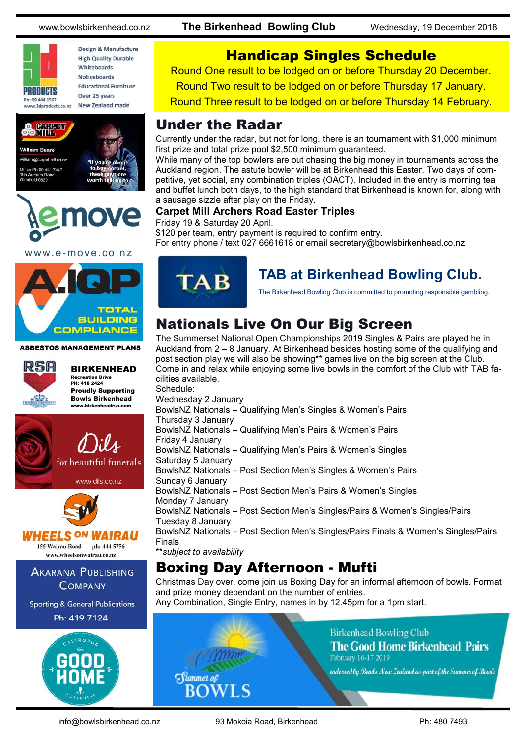# Handicap Singles Schedule

Round One result to be lodged on or before Thursday 20 December.
Round Two result to be lodged on or before Thursday 17 January.
Round Three result to be lodged on or before Thursday 14 February.

# Under the Radar

Currently under the radar, but not for long, there is an tournament with $1,000 minimum first prize and total prize pool $2,500 minimum guaranteed.

While many of the top bowlers are out chasing the big money in tournaments across the Auckland region. The astute bowler will be at Birkenhead this Easter. Two days of competitive, yet social, any combination triples (OACT). Included in the entry is morning tea and buffet lunch both days, to the high standard that Birkenhead is known for, along with a sausage sizzle after play on the Friday.

### Carpet Mill Archers Road Easter Triples

Friday 19 & Saturday 20 April.
$120 per team, entry payment is required to confirm entry.
For entry phone / text 027 6661618 or email secretary@bowlsbirkenhead.co.nz

## TAB at Birkenhead Bowling Club.

The Birkenhead Bowling Club is committed to promoting responsible gambling.

# Nationals Live On Our Big Screen

The Summerset National Open Championships 2019 Singles & Pairs are played he in Auckland from 2 – 8 January. At Birkenhead besides hosting some of the qualifying and post section play we will also be showing** games live on the big screen at the Club. Come in and relax while enjoying some live bowls in the comfort of the Club with TAB facilities available.

Schedule:

Wednesday 2 January
BowlsNZ Nationals – Qualifying Men's Singles & Women's Pairs
Thursday 3 January
BowlsNZ Nationals – Qualifying Men's Pairs & Women's Pairs
Friday 4 January
BowlsNZ Nationals – Qualifying Men's Pairs & Women's Singles
Saturday 5 January
BowlsNZ Nationals – Post Section Men's Singles & Women's Pairs
Sunday 6 January
BowlsNZ Nationals – Post Section Men's Pairs & Women's Singles
Monday 7 January
BowlsNZ Nationals – Post Section Men's Singles/Pairs & Women's Singles/Pairs
Tuesday 8 January
BowlsNZ Nationals – Post Section Men's Singles/Pairs Finals & Women's Singles/Pairs Finals

***subject to availability*

# Boxing Day Afternoon - Mufti

Christmas Day over, come join us Boxing Day for an informal afternoon of bowls. Format and prize money dependant on the number of entries.
Any Combination, Single Entry, names in by 12.45pm for a 1pm start.

Birkenhead Bowling Club
**The Good Home Birkenhead Pairs**
February 16-17 2019
*endorsed by Bowls New Zealand as part of the Summer of Bowls*

Summer of BOWLS

Design & Manufacture
High Quality Durable
Whiteboards
Noticeboards
Educational Furniture
Over 25 years
New Zealand made

3D PRODUCTS
Ph: 09 444 1567
www.3dproducts.co.nz

CARPET MILL
William Beare
william@carpetmill.co.nz
Office Ph 09 441 7447
195 Archers Road
Glenfield 0629
"If you're about to buy carpet, these guys are worth talking to"

emove
www.e-move.co.nz

A.IQP
TOTAL BUILDING COMPLIANCE
ASBESTOS MANAGEMENT PLANS

RSA
BIRKENHEAD
Recreation Drive
PH: 418 2424
Proudly Supporting Bowls Birkenhead
www.birkenheadrsa.com

Dils
for beautiful funerals
www.dils.co.nz

WHEELS ON WAIRAU
155 Wairau Road ph: 444 5756
www.wheelsonwairau.co.nz

AKARANA PUBLISHING COMPANY
Sporting & General Publications
Ph: 419 7124

GASTROPUB
The GOOD HOME
BIRKENHEAD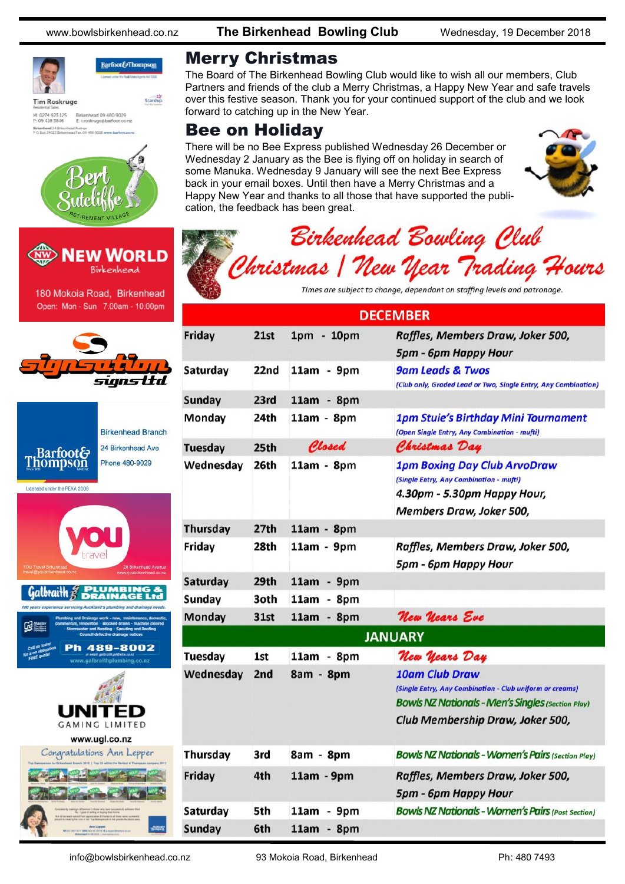# Merry Christmas

The Board of The Birkenhead Bowling Club would like to wish all our members, Club Partners and friends of the club a Merry Christmas, a Happy New Year and safe travels over this festive season. Thank you for your continued support of the club and we look forward to catching up in the New Year.

# Bee on Holiday

There will be no Bee Express published Wednesday 26 December or Wednesday 2 January as the Bee is flying off on holiday in search of some Manuka. Wednesday 9 January will see the next Bee Express back in your email boxes. Until then have a Merry Christmas and a Happy New Year and thanks to all those that have supported the publication, the feedback has been great.

## Birkenhead Bowling Club Christmas / New Year Trading Hours

*Times are subject to change, dependant on staffing levels and patronage.*

| | | | |
|---|---|---|---|
| **DECEMBER** | | | |
| Friday | 21st | 1pm - 10pm | Raffles, Members Draw, Joker 500, 5pm - 6pm Happy Hour |
| Saturday | 22nd | 11am - 9pm | 9am Leads & Twos (Club only, Graded Lead or Two, Single Entry, Any Combination) |
| Sunday | 23rd | 11am - 8pm | |
| Monday | 24th | 11am - 8pm | 1pm Stuie's Birthday Mini Tournament (Open Single Entry, Any Combination - mufti) |
| Tuesday | 25th | Closed | Christmas Day |
| Wednesday | 26th | 11am - 8pm | 1pm Boxing Day Club ArvoDraw (Single Entry, Any Combination - mufti) 4.30pm - 5.30pm Happy Hour, Members Draw, Joker 500, |
| Thursday | 27th | 11am - 8pm | |
| Friday | 28th | 11am - 9pm | Raffles, Members Draw, Joker 500, 5pm - 6pm Happy Hour |
| Saturday | 29th | 11am - 9pm | |
| Sunday | 3oth | 11am - 8pm | |
| Monday | 31st | 11am - 8pm | New Years Eve |
| **JANUARY** | | | |
| Tuesday | 1st | 11am - 8pm | New Years Day |
| Wednesday | 2nd | 8am - 8pm | 10am Club Draw (Single Entry, Any Combination - Club uniform or creams) Bowls NZ Nationals - Men's Singles (Section Play) Club Membership Draw, Joker 500, |
| Thursday | 3rd | 8am - 8pm | Bowls NZ Nationals - Women's Pairs (Section Play) |
| Friday | 4th | 11am - 9pm | Raffles, Members Draw, Joker 500, 5pm - 6pm Happy Hour |
| Saturday | 5th | 11am - 9pm | Bowls NZ Nationals - Women's Pairs (Post Section) |
| Sunday | 6th | 11am - 8pm | |

Tim Roskruge — Barfoot&Thompson — M: 0274 923 125 P: 09 418 3846 — Birkenhead 09 480 9029 — E: t.roskruge@barfoot.co.nz

Bert Sutcliffe Retirement Village

New World Birkenhead — 180 Mokoia Road, Birkenhead — Open: Mon - Sun 7.00am - 10.00pm

Signsation Signs Ltd

Barfoot&Thompson — Birkenhead Branch — 24 Birkenhead Ave — Phone 480-9029 — Licensed under the REAA 2008

you travel — YOU Travel Birkenhead travel@youbirkenhead.co.nz — 20 Birkenhead Avenue www.youbirkenhead.co.nz

Galbraith Plumbing & Drainage Ltd — 100 years experience servicing Auckland's plumbing and drainage needs. — Ph 489-8002 — www.galbraithplumbing.co.nz

United Gaming Limited — www.ugl.co.nz

Congratulations Ann Lepper

info@bowlsbirkenhead.co.nz — 93 Mokoia Road, Birkenhead — Ph: 480 7493